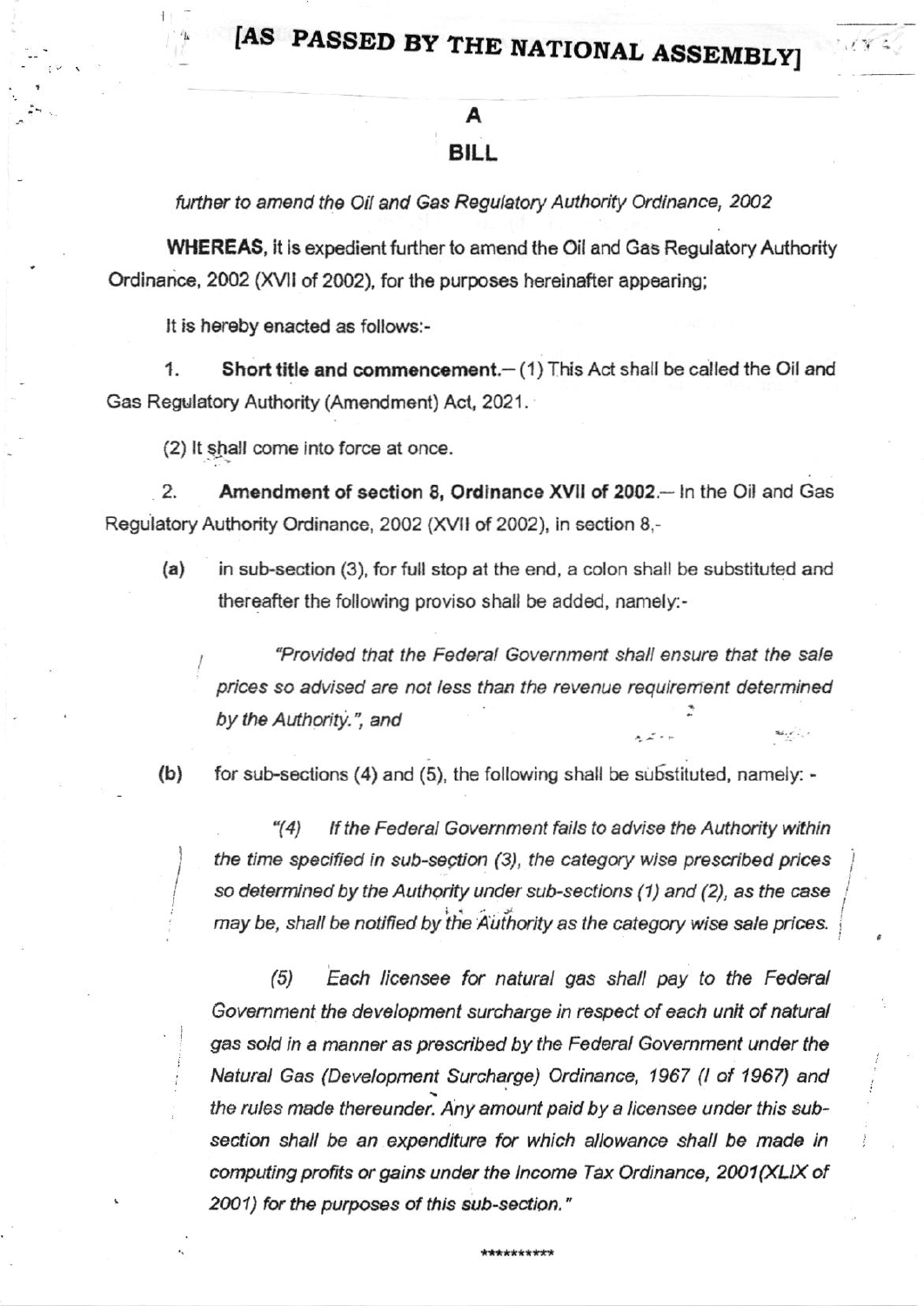**[AS PASSED BY THE NATIONAL ASSEMBLY]**

# A

# BILL

*further to amend the Oil and Gas Regulatory Authority Ordinance, 2002*

**WHEREAS**, it is expedient further to amend the Oil and Gas Regulatory Authority Ordinance, 2002 (XVII of 2002), for the purposes hereinafter appearing;

It is hereby enacted as follows:-

1. **Short title and commencement.**— (1) This Act shall be called the Oil and Gas Regulatory Authority (Amendment) Act, 2021.

(2) It shall come into force at once.

2. **Amendment of section 8, Ordinance XVII of 2002.**— In the Oil and Gas Regulatory Authority Ordinance, 2002 (XVII of 2002), in section 8,-

(a) in sub-section (3), for full stop at the end, a colon shall be substituted and thereafter the following proviso shall be added, namely:-

> *"Provided that the Federal Government shall ensure that the sale prices so advised are not less than the revenue requirement determined by the Authority."*, and

(b) for sub-sections (4) and (5), the following shall be substituted, namely: -

> *"(4) If the Federal Government fails to advise the Authority within the time specified in sub-section (3), the category wise prescribed prices so determined by the Authority under sub-sections (1) and (2), as the case may be, shall be notified by the Authority as the category wise sale prices.*
>
> *(5) Each licensee for natural gas shall pay to the Federal Government the development surcharge in respect of each unit of natural gas sold in a manner as prescribed by the Federal Government under the Natural Gas (Development Surcharge) Ordinance, 1967 (I of 1967) and the rules made thereunder. Any amount paid by a licensee under this sub-section shall be an expenditure for which allowance shall be made in computing profits or gains under the Income Tax Ordinance, 2001(XLIX of 2001) for the purposes of this sub-section."*

**********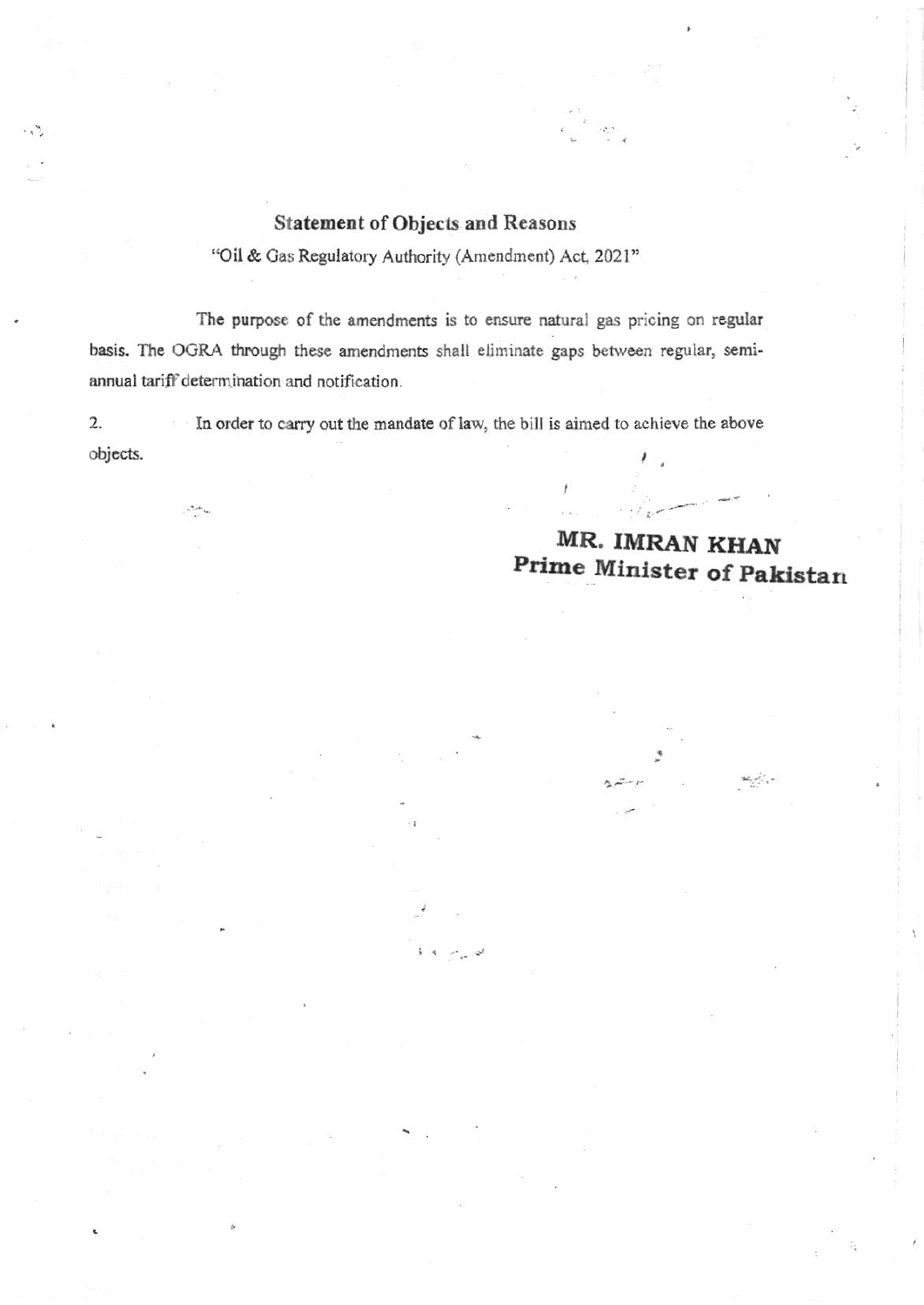## Statement of Objects and Reasons

"Oil & Gas Regulatory Authority (Amendment) Act, 2021"

The purpose of the amendments is to ensure natural gas pricing on regular basis. The OGRA through these amendments shall eliminate gaps between regular, semi-annual tariff determination and notification.

2. In order to carry out the mandate of law, the bill is aimed to achieve the above objects.

**MR. IMRAN KHAN**
**Prime Minister of Pakistan**